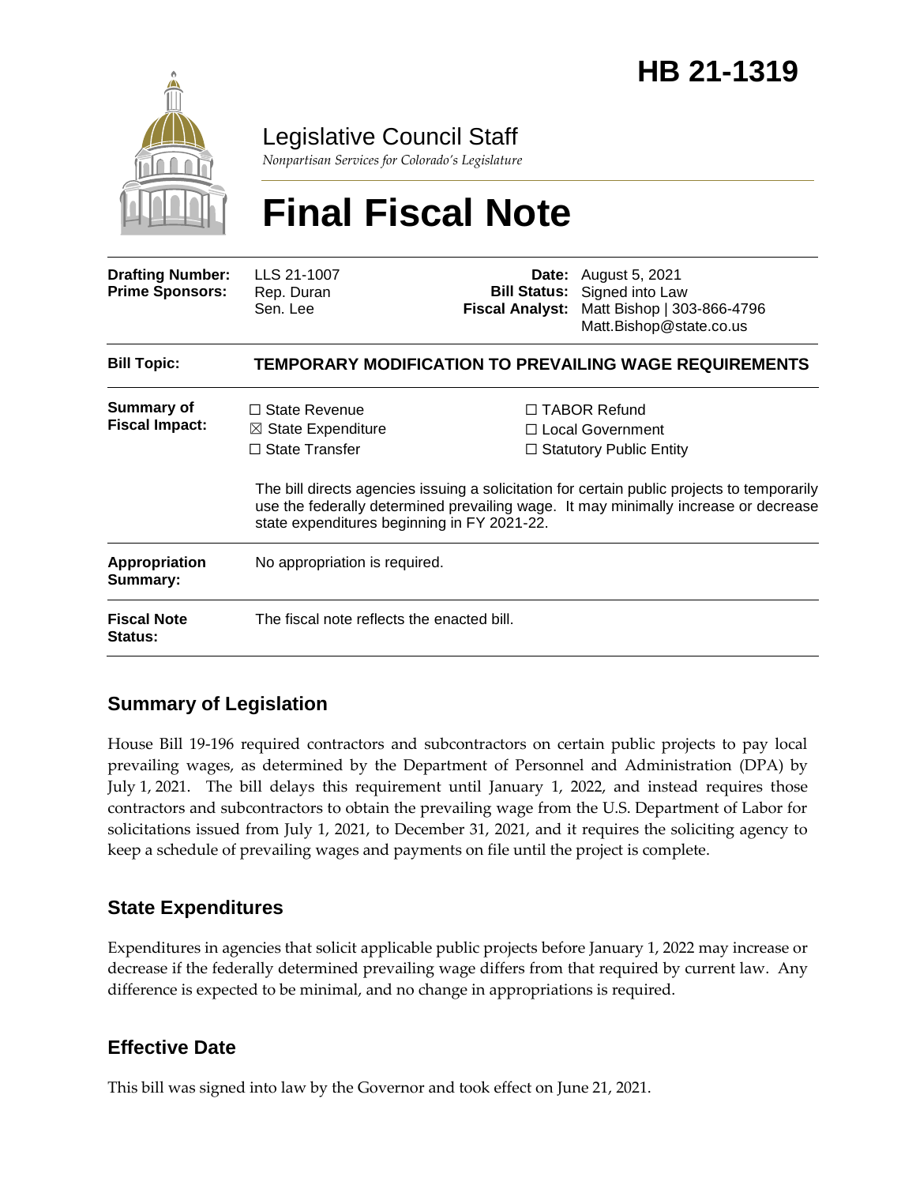# HB 21-1319

Legislative Council Staff

*Nonpartisan Services for Colorado's Legislature*

# Final Fiscal Note

| | | | |
|---|---|---|---|
| **Drafting Number:** | LLS 21-1007 | **Date:** | August 5, 2021 |
| **Prime Sponsors:** | Rep. Duran<br>Sen. Lee | **Bill Status:** | Signed into Law |
| | | **Fiscal Analyst:** | Matt Bishop \| 303-866-4796<br>Matt.Bishop@state.co.us |

| | |
|---|---|
| **Bill Topic:** | **TEMPORARY MODIFICATION TO PREVAILING WAGE REQUIREMENTS** |
| **Summary of Fiscal Impact:** | ☐ State Revenue ☒ State Expenditure ☐ State Transfer ☐ TABOR Refund ☐ Local Government ☐ Statutory Public Entity<br><br>The bill directs agencies issuing a solicitation for certain public projects to temporarily use the federally determined prevailing wage. It may minimally increase or decrease state expenditures beginning in FY 2021-22. |
| **Appropriation Summary:** | No appropriation is required. |
| **Fiscal Note Status:** | The fiscal note reflects the enacted bill. |

## Summary of Legislation

House Bill 19-196 required contractors and subcontractors on certain public projects to pay local prevailing wages, as determined by the Department of Personnel and Administration (DPA) by July 1, 2021. The bill delays this requirement until January 1, 2022, and instead requires those contractors and subcontractors to obtain the prevailing wage from the U.S. Department of Labor for solicitations issued from July 1, 2021, to December 31, 2021, and it requires the soliciting agency to keep a schedule of prevailing wages and payments on file until the project is complete.

## State Expenditures

Expenditures in agencies that solicit applicable public projects before January 1, 2022 may increase or decrease if the federally determined prevailing wage differs from that required by current law. Any difference is expected to be minimal, and no change in appropriations is required.

## Effective Date

This bill was signed into law by the Governor and took effect on June 21, 2021.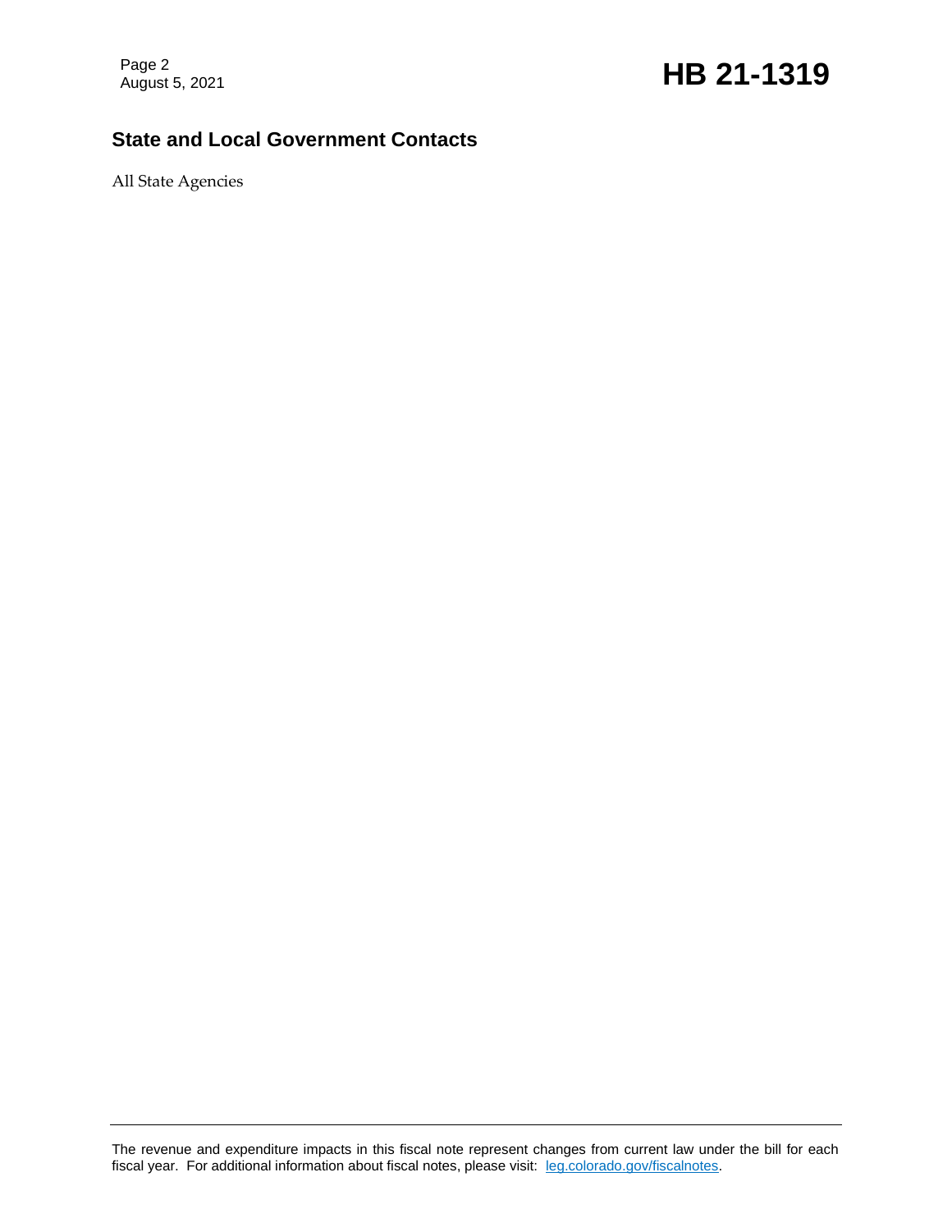## State and Local Government Contacts

All State Agencies

The revenue and expenditure impacts in this fiscal note represent changes from current law under the bill for each fiscal year. For additional information about fiscal notes, please visit: leg.colorado.gov/fiscalnotes.